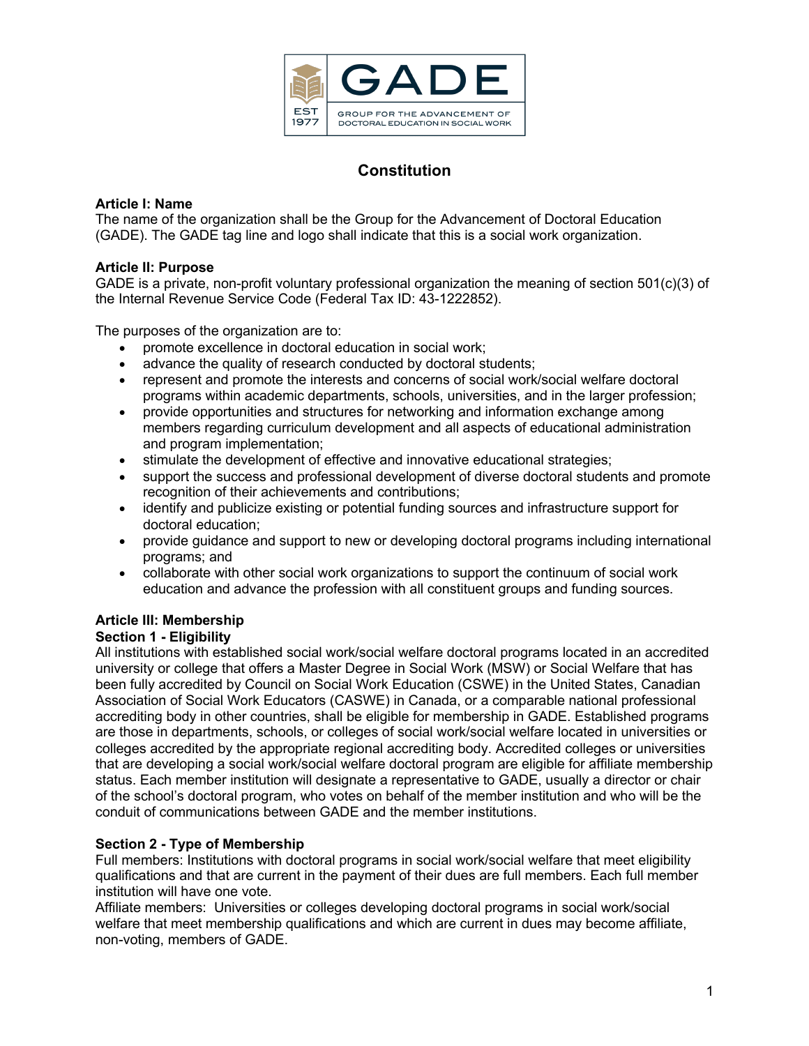GADE

EST 1977

GROUP FOR THE ADVANCEMENT OF DOCTORAL EDUCATION IN SOCIAL WORK

# Constitution

**Article I: Name**

The name of the organization shall be the Group for the Advancement of Doctoral Education (GADE). The GADE tag line and logo shall indicate that this is a social work organization.

**Article II: Purpose**

GADE is a private, non-profit voluntary professional organization the meaning of section 501(c)(3) of the Internal Revenue Service Code (Federal Tax ID: 43-1222852).

The purposes of the organization are to:

- promote excellence in doctoral education in social work;
- advance the quality of research conducted by doctoral students;
- represent and promote the interests and concerns of social work/social welfare doctoral programs within academic departments, schools, universities, and in the larger profession;
- provide opportunities and structures for networking and information exchange among members regarding curriculum development and all aspects of educational administration and program implementation;
- stimulate the development of effective and innovative educational strategies;
- support the success and professional development of diverse doctoral students and promote recognition of their achievements and contributions;
- identify and publicize existing or potential funding sources and infrastructure support for doctoral education;
- provide guidance and support to new or developing doctoral programs including international programs; and
- collaborate with other social work organizations to support the continuum of social work education and advance the profession with all constituent groups and funding sources.

**Article III: Membership**

**Section 1 - Eligibility**

All institutions with established social work/social welfare doctoral programs located in an accredited university or college that offers a Master Degree in Social Work (MSW) or Social Welfare that has been fully accredited by Council on Social Work Education (CSWE) in the United States, Canadian Association of Social Work Educators (CASWE) in Canada, or a comparable national professional accrediting body in other countries, shall be eligible for membership in GADE. Established programs are those in departments, schools, or colleges of social work/social welfare located in universities or colleges accredited by the appropriate regional accrediting body. Accredited colleges or universities that are developing a social work/social welfare doctoral program are eligible for affiliate membership status. Each member institution will designate a representative to GADE, usually a director or chair of the school's doctoral program, who votes on behalf of the member institution and who will be the conduit of communications between GADE and the member institutions.

**Section 2 - Type of Membership**

Full members: Institutions with doctoral programs in social work/social welfare that meet eligibility qualifications and that are current in the payment of their dues are full members. Each full member institution will have one vote.

Affiliate members: Universities or colleges developing doctoral programs in social work/social welfare that meet membership qualifications and which are current in dues may become affiliate, non-voting, members of GADE.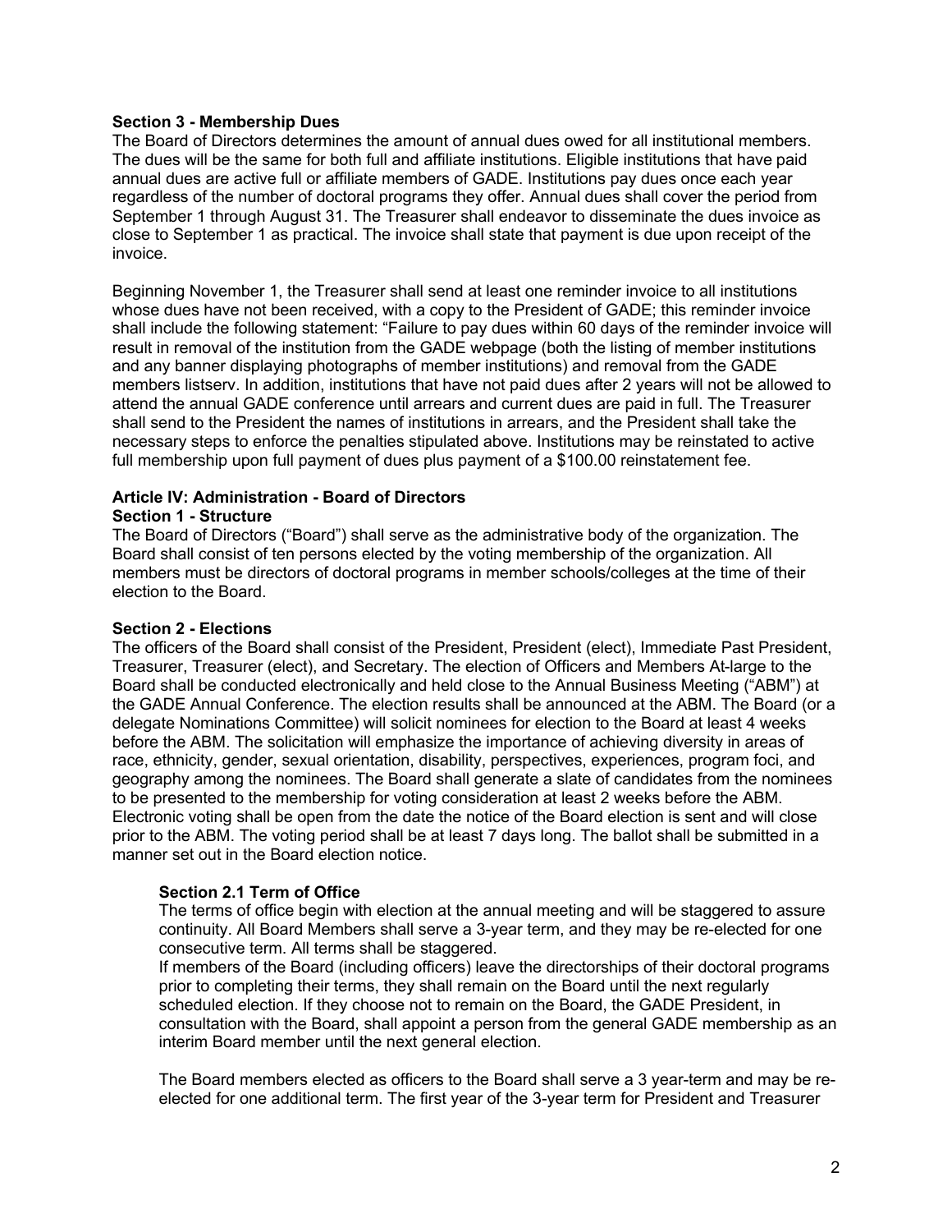**Section 3 - Membership Dues**

The Board of Directors determines the amount of annual dues owed for all institutional members. The dues will be the same for both full and affiliate institutions. Eligible institutions that have paid annual dues are active full or affiliate members of GADE. Institutions pay dues once each year regardless of the number of doctoral programs they offer. Annual dues shall cover the period from September 1 through August 31. The Treasurer shall endeavor to disseminate the dues invoice as close to September 1 as practical. The invoice shall state that payment is due upon receipt of the invoice.

Beginning November 1, the Treasurer shall send at least one reminder invoice to all institutions whose dues have not been received, with a copy to the President of GADE; this reminder invoice shall include the following statement: "Failure to pay dues within 60 days of the reminder invoice will result in removal of the institution from the GADE webpage (both the listing of member institutions and any banner displaying photographs of member institutions) and removal from the GADE members listserv. In addition, institutions that have not paid dues after 2 years will not be allowed to attend the annual GADE conference until arrears and current dues are paid in full. The Treasurer shall send to the President the names of institutions in arrears, and the President shall take the necessary steps to enforce the penalties stipulated above. Institutions may be reinstated to active full membership upon full payment of dues plus payment of a $100.00 reinstatement fee.

## Article IV: Administration - Board of Directors

**Section 1 - Structure**

The Board of Directors ("Board") shall serve as the administrative body of the organization. The Board shall consist of ten persons elected by the voting membership of the organization. All members must be directors of doctoral programs in member schools/colleges at the time of their election to the Board.

**Section 2 - Elections**

The officers of the Board shall consist of the President, President (elect), Immediate Past President, Treasurer, Treasurer (elect), and Secretary. The election of Officers and Members At-large to the Board shall be conducted electronically and held close to the Annual Business Meeting ("ABM") at the GADE Annual Conference. The election results shall be announced at the ABM. The Board (or a delegate Nominations Committee) will solicit nominees for election to the Board at least 4 weeks before the ABM. The solicitation will emphasize the importance of achieving diversity in areas of race, ethnicity, gender, sexual orientation, disability, perspectives, experiences, program foci, and geography among the nominees. The Board shall generate a slate of candidates from the nominees to be presented to the membership for voting consideration at least 2 weeks before the ABM. Electronic voting shall be open from the date the notice of the Board election is sent and will close prior to the ABM. The voting period shall be at least 7 days long. The ballot shall be submitted in a manner set out in the Board election notice.

**Section 2.1 Term of Office**

The terms of office begin with election at the annual meeting and will be staggered to assure continuity. All Board Members shall serve a 3-year term, and they may be re-elected for one consecutive term. All terms shall be staggered.

If members of the Board (including officers) leave the directorships of their doctoral programs prior to completing their terms, they shall remain on the Board until the next regularly scheduled election. If they choose not to remain on the Board, the GADE President, in consultation with the Board, shall appoint a person from the general GADE membership as an interim Board member until the next general election.

The Board members elected as officers to the Board shall serve a 3 year-term and may be re-elected for one additional term. The first year of the 3-year term for President and Treasurer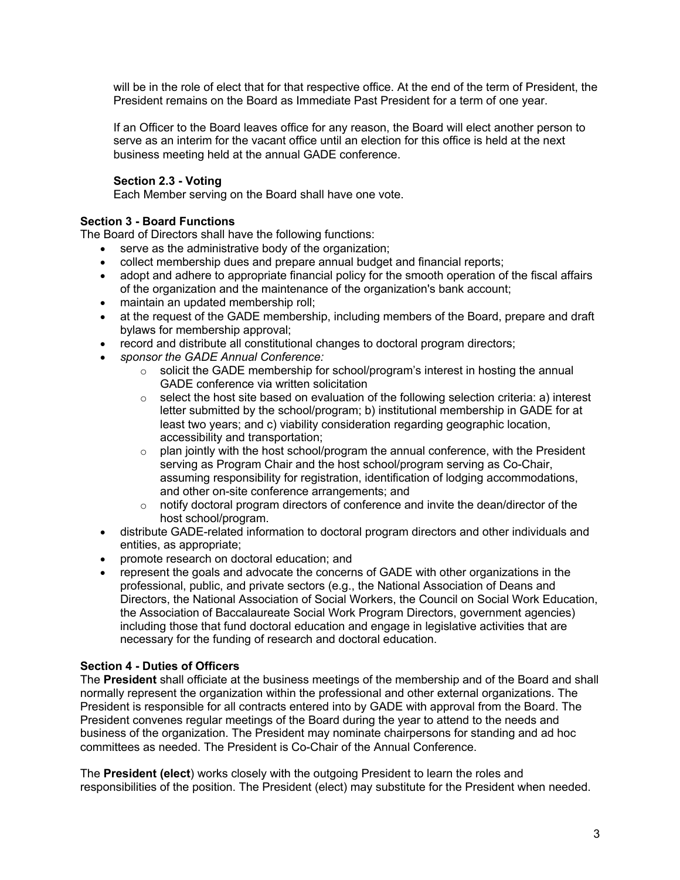will be in the role of elect that for that respective office. At the end of the term of President, the President remains on the Board as Immediate Past President for a term of one year.

If an Officer to the Board leaves office for any reason, the Board will elect another person to serve as an interim for the vacant office until an election for this office is held at the next business meeting held at the annual GADE conference.

**Section 2.3 - Voting**
Each Member serving on the Board shall have one vote.

**Section 3 - Board Functions**
The Board of Directors shall have the following functions:

- serve as the administrative body of the organization;
- collect membership dues and prepare annual budget and financial reports;
- adopt and adhere to appropriate financial policy for the smooth operation of the fiscal affairs of the organization and the maintenance of the organization's bank account;
- maintain an updated membership roll;
- at the request of the GADE membership, including members of the Board, prepare and draft bylaws for membership approval;
- record and distribute all constitutional changes to doctoral program directors;
- *sponsor the GADE Annual Conference:*
    - solicit the GADE membership for school/program's interest in hosting the annual GADE conference via written solicitation
    - select the host site based on evaluation of the following selection criteria: a) interest letter submitted by the school/program; b) institutional membership in GADE for at least two years; and c) viability consideration regarding geographic location, accessibility and transportation;
    - plan jointly with the host school/program the annual conference, with the President serving as Program Chair and the host school/program serving as Co-Chair, assuming responsibility for registration, identification of lodging accommodations, and other on-site conference arrangements; and
    - notify doctoral program directors of conference and invite the dean/director of the host school/program.
- distribute GADE-related information to doctoral program directors and other individuals and entities, as appropriate;
- promote research on doctoral education; and
- represent the goals and advocate the concerns of GADE with other organizations in the professional, public, and private sectors (e.g., the National Association of Deans and Directors, the National Association of Social Workers, the Council on Social Work Education, the Association of Baccalaureate Social Work Program Directors, government agencies) including those that fund doctoral education and engage in legislative activities that are necessary for the funding of research and doctoral education.

**Section 4 - Duties of Officers**
The **President** shall officiate at the business meetings of the membership and of the Board and shall normally represent the organization within the professional and other external organizations. The President is responsible for all contracts entered into by GADE with approval from the Board. The President convenes regular meetings of the Board during the year to attend to the needs and business of the organization. The President may nominate chairpersons for standing and ad hoc committees as needed. The President is Co-Chair of the Annual Conference.

The **President (elect**) works closely with the outgoing President to learn the roles and responsibilities of the position. The President (elect) may substitute for the President when needed.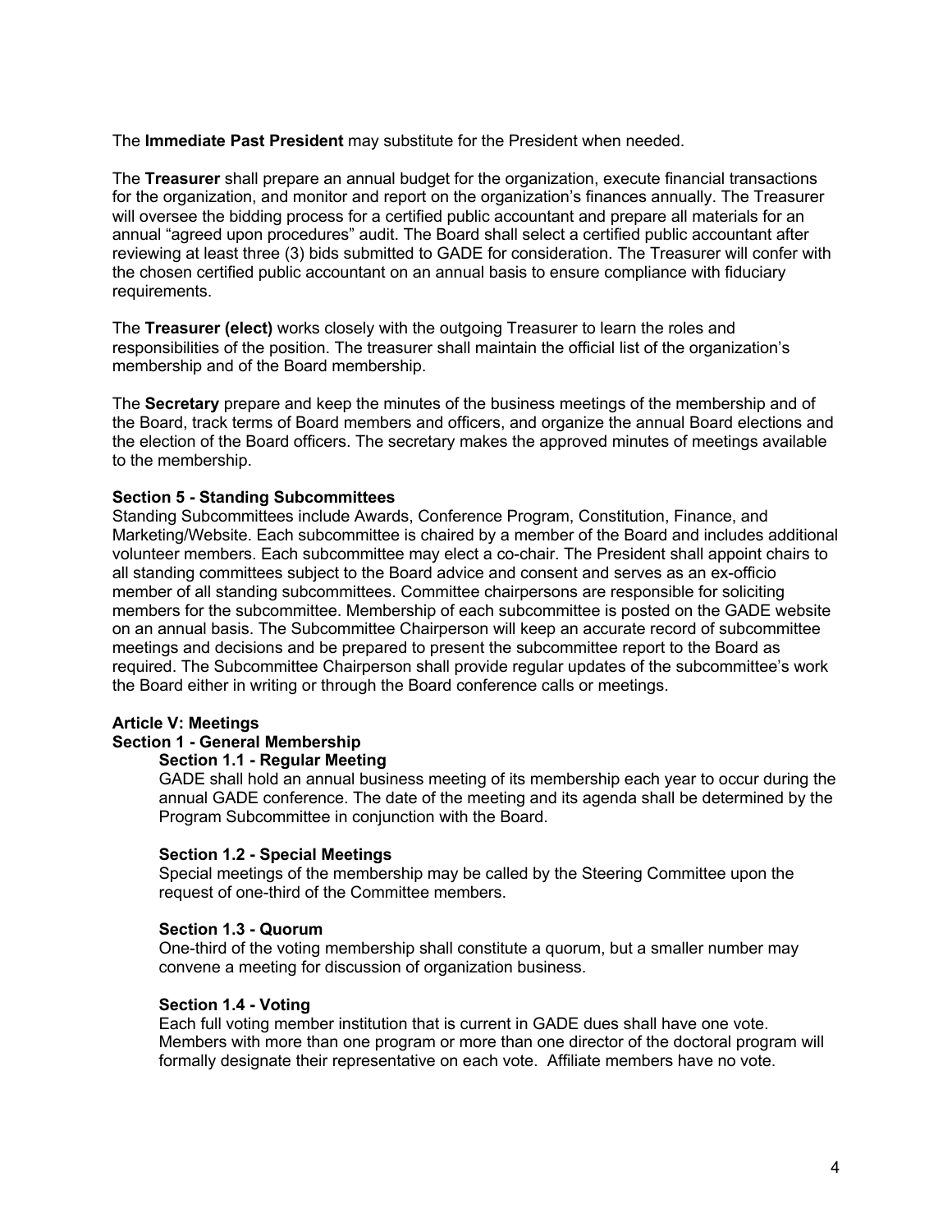The **Immediate Past President** may substitute for the President when needed.

The **Treasurer** shall prepare an annual budget for the organization, execute financial transactions for the organization, and monitor and report on the organization's finances annually. The Treasurer will oversee the bidding process for a certified public accountant and prepare all materials for an annual "agreed upon procedures" audit. The Board shall select a certified public accountant after reviewing at least three (3) bids submitted to GADE for consideration. The Treasurer will confer with the chosen certified public accountant on an annual basis to ensure compliance with fiduciary requirements.

The **Treasurer (elect)** works closely with the outgoing Treasurer to learn the roles and responsibilities of the position. The treasurer shall maintain the official list of the organization's membership and of the Board membership.

The **Secretary** prepare and keep the minutes of the business meetings of the membership and of the Board, track terms of Board members and officers, and organize the annual Board elections and the election of the Board officers. The secretary makes the approved minutes of meetings available to the membership.

**Section 5 - Standing Subcommittees**
Standing Subcommittees include Awards, Conference Program, Constitution, Finance, and Marketing/Website. Each subcommittee is chaired by a member of the Board and includes additional volunteer members. Each subcommittee may elect a co-chair. The President shall appoint chairs to all standing committees subject to the Board advice and consent and serves as an ex-officio member of all standing subcommittees. Committee chairpersons are responsible for soliciting members for the subcommittee. Membership of each subcommittee is posted on the GADE website on an annual basis. The Subcommittee Chairperson will keep an accurate record of subcommittee meetings and decisions and be prepared to present the subcommittee report to the Board as required. The Subcommittee Chairperson shall provide regular updates of the subcommittee's work the Board either in writing or through the Board conference calls or meetings.

**Article V: Meetings**

**Section 1 - General Membership**

**Section 1.1 - Regular Meeting**
GADE shall hold an annual business meeting of its membership each year to occur during the annual GADE conference. The date of the meeting and its agenda shall be determined by the Program Subcommittee in conjunction with the Board.

**Section 1.2 - Special Meetings**
Special meetings of the membership may be called by the Steering Committee upon the request of one-third of the Committee members.

**Section 1.3 - Quorum**
One-third of the voting membership shall constitute a quorum, but a smaller number may convene a meeting for discussion of organization business.

**Section 1.4 - Voting**
Each full voting member institution that is current in GADE dues shall have one vote. Members with more than one program or more than one director of the doctoral program will formally designate their representative on each vote. Affiliate members have no vote.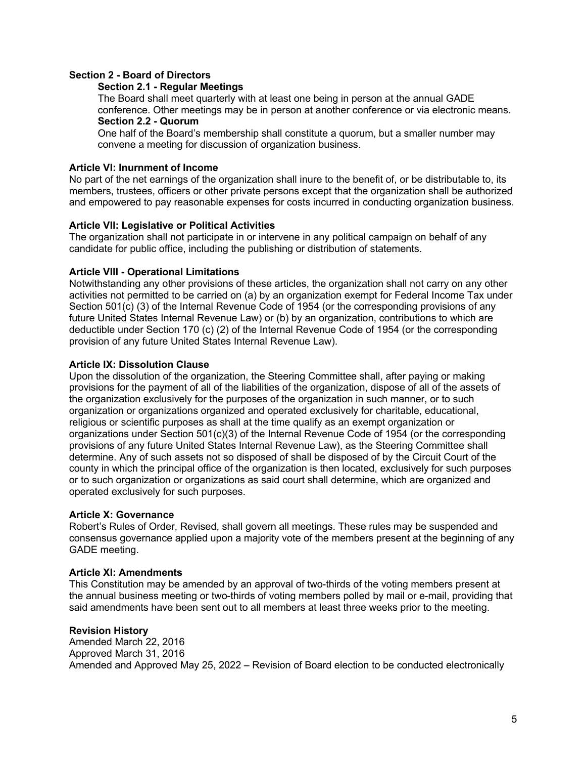### Section 2 - Board of Directors

#### Section 2.1 - Regular Meetings

The Board shall meet quarterly with at least one being in person at the annual GADE conference. Other meetings may be in person at another conference or via electronic means.

#### Section 2.2 - Quorum

One half of the Board's membership shall constitute a quorum, but a smaller number may convene a meeting for discussion of organization business.

## Article VI: Inurnment of Income

No part of the net earnings of the organization shall inure to the benefit of, or be distributable to, its members, trustees, officers or other private persons except that the organization shall be authorized and empowered to pay reasonable expenses for costs incurred in conducting organization business.

## Article VII: Legislative or Political Activities

The organization shall not participate in or intervene in any political campaign on behalf of any candidate for public office, including the publishing or distribution of statements.

## Article VIII - Operational Limitations

Notwithstanding any other provisions of these articles, the organization shall not carry on any other activities not permitted to be carried on (a) by an organization exempt for Federal Income Tax under Section 501(c) (3) of the Internal Revenue Code of 1954 (or the corresponding provisions of any future United States Internal Revenue Law) or (b) by an organization, contributions to which are deductible under Section 170 (c) (2) of the Internal Revenue Code of 1954 (or the corresponding provision of any future United States Internal Revenue Law).

## Article IX: Dissolution Clause

Upon the dissolution of the organization, the Steering Committee shall, after paying or making provisions for the payment of all of the liabilities of the organization, dispose of all of the assets of the organization exclusively for the purposes of the organization in such manner, or to such organization or organizations organized and operated exclusively for charitable, educational, religious or scientific purposes as shall at the time qualify as an exempt organization or organizations under Section 501(c)(3) of the Internal Revenue Code of 1954 (or the corresponding provisions of any future United States Internal Revenue Law), as the Steering Committee shall determine. Any of such assets not so disposed of shall be disposed of by the Circuit Court of the county in which the principal office of the organization is then located, exclusively for such purposes or to such organization or organizations as said court shall determine, which are organized and operated exclusively for such purposes.

## Article X: Governance

Robert's Rules of Order, Revised, shall govern all meetings. These rules may be suspended and consensus governance applied upon a majority vote of the members present at the beginning of any GADE meeting.

## Article XI: Amendments

This Constitution may be amended by an approval of two-thirds of the voting members present at the annual business meeting or two-thirds of voting members polled by mail or e-mail, providing that said amendments have been sent out to all members at least three weeks prior to the meeting.

## Revision History

Amended March 22, 2016
Approved March 31, 2016
Amended and Approved May 25, 2022 – Revision of Board election to be conducted electronically